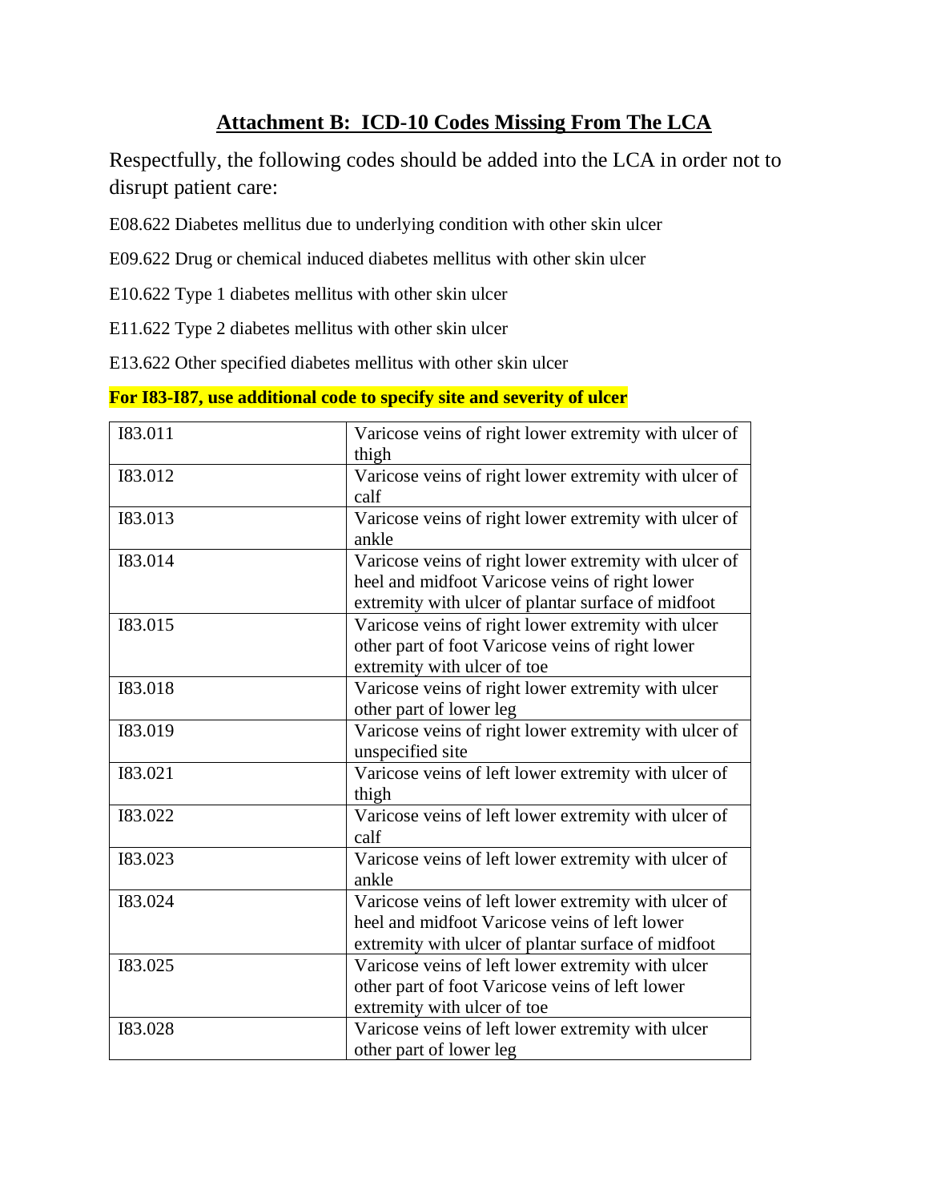## Attachment B: ICD-10 Codes Missing From The LCA

Respectfully, the following codes should be added into the LCA in order not to disrupt patient care:

E08.622 Diabetes mellitus due to underlying condition with other skin ulcer

E09.622 Drug or chemical induced diabetes mellitus with other skin ulcer

E10.622 Type 1 diabetes mellitus with other skin ulcer

E11.622 Type 2 diabetes mellitus with other skin ulcer

E13.622 Other specified diabetes mellitus with other skin ulcer

**For I83-I87, use additional code to specify site and severity of ulcer**

| | |
|---|---|
| I83.011 | Varicose veins of right lower extremity with ulcer of thigh |
| I83.012 | Varicose veins of right lower extremity with ulcer of calf |
| I83.013 | Varicose veins of right lower extremity with ulcer of ankle |
| I83.014 | Varicose veins of right lower extremity with ulcer of heel and midfoot Varicose veins of right lower extremity with ulcer of plantar surface of midfoot |
| I83.015 | Varicose veins of right lower extremity with ulcer other part of foot Varicose veins of right lower extremity with ulcer of toe |
| I83.018 | Varicose veins of right lower extremity with ulcer other part of lower leg |
| I83.019 | Varicose veins of right lower extremity with ulcer of unspecified site |
| I83.021 | Varicose veins of left lower extremity with ulcer of thigh |
| I83.022 | Varicose veins of left lower extremity with ulcer of calf |
| I83.023 | Varicose veins of left lower extremity with ulcer of ankle |
| I83.024 | Varicose veins of left lower extremity with ulcer of heel and midfoot Varicose veins of left lower extremity with ulcer of plantar surface of midfoot |
| I83.025 | Varicose veins of left lower extremity with ulcer other part of foot Varicose veins of left lower extremity with ulcer of toe |
| I83.028 | Varicose veins of left lower extremity with ulcer other part of lower leg |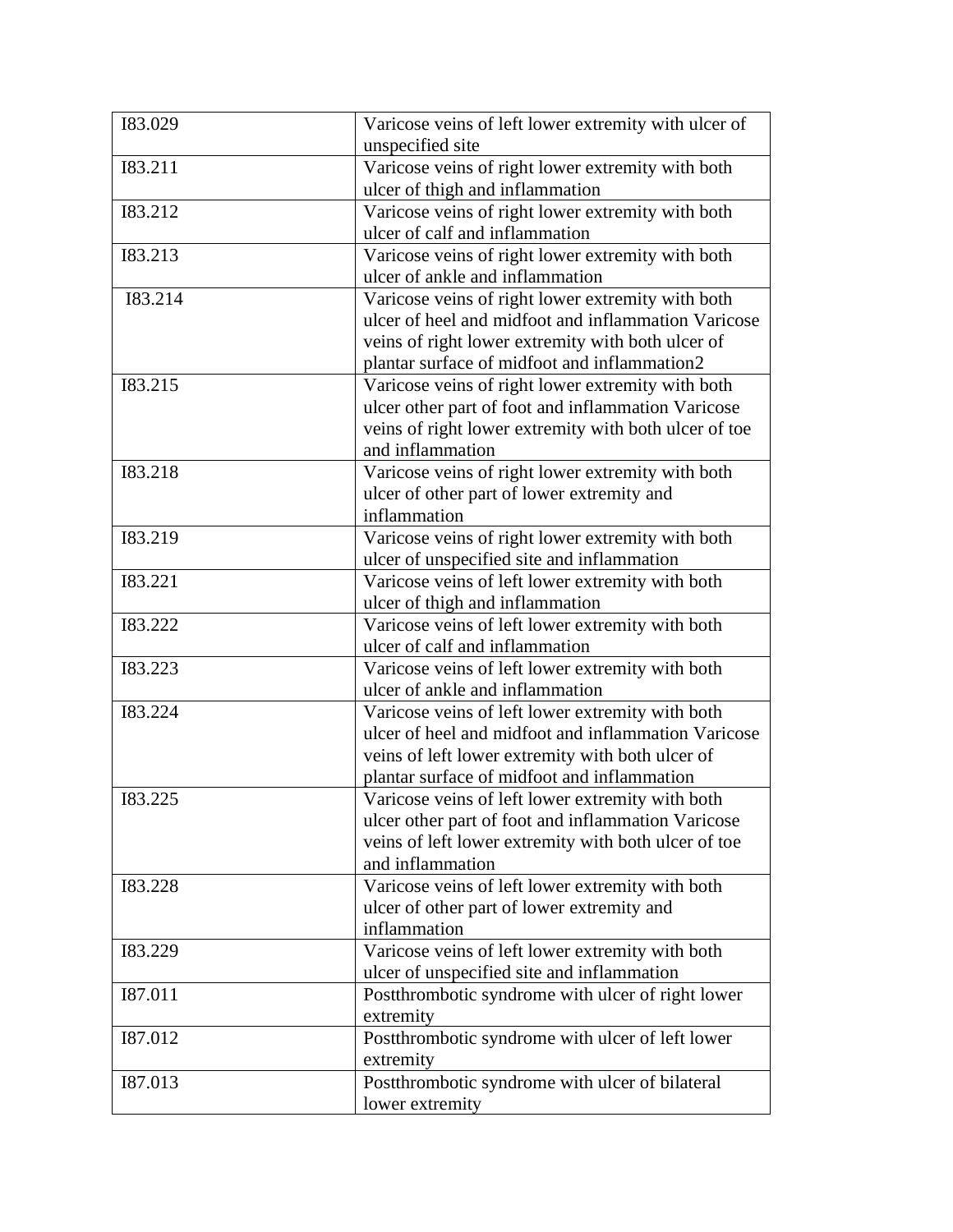| I83.029 | Varicose veins of left lower extremity with ulcer of unspecified site |
|---|---|
| I83.211 | Varicose veins of right lower extremity with both ulcer of thigh and inflammation |
| I83.212 | Varicose veins of right lower extremity with both ulcer of calf and inflammation |
| I83.213 | Varicose veins of right lower extremity with both ulcer of ankle and inflammation |
| I83.214 | Varicose veins of right lower extremity with both ulcer of heel and midfoot and inflammation Varicose veins of right lower extremity with both ulcer of plantar surface of midfoot and inflammation2 |
| I83.215 | Varicose veins of right lower extremity with both ulcer other part of foot and inflammation Varicose veins of right lower extremity with both ulcer of toe and inflammation |
| I83.218 | Varicose veins of right lower extremity with both ulcer of other part of lower extremity and inflammation |
| I83.219 | Varicose veins of right lower extremity with both ulcer of unspecified site and inflammation |
| I83.221 | Varicose veins of left lower extremity with both ulcer of thigh and inflammation |
| I83.222 | Varicose veins of left lower extremity with both ulcer of calf and inflammation |
| I83.223 | Varicose veins of left lower extremity with both ulcer of ankle and inflammation |
| I83.224 | Varicose veins of left lower extremity with both ulcer of heel and midfoot and inflammation Varicose veins of left lower extremity with both ulcer of plantar surface of midfoot and inflammation |
| I83.225 | Varicose veins of left lower extremity with both ulcer other part of foot and inflammation Varicose veins of left lower extremity with both ulcer of toe and inflammation |
| I83.228 | Varicose veins of left lower extremity with both ulcer of other part of lower extremity and inflammation |
| I83.229 | Varicose veins of left lower extremity with both ulcer of unspecified site and inflammation |
| I87.011 | Postthrombotic syndrome with ulcer of right lower extremity |
| I87.012 | Postthrombotic syndrome with ulcer of left lower extremity |
| I87.013 | Postthrombotic syndrome with ulcer of bilateral lower extremity |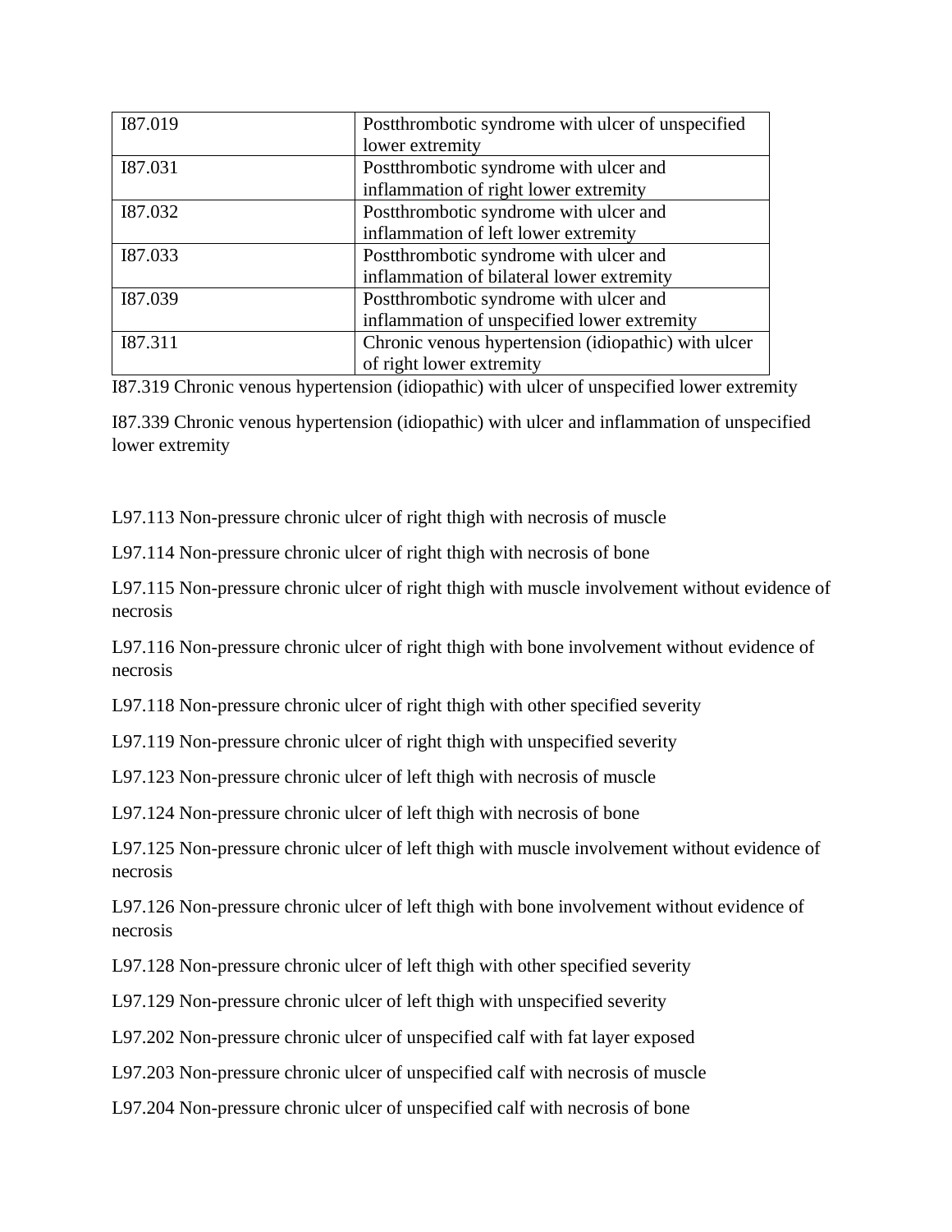| I87.019 | Postthrombotic syndrome with ulcer of unspecified lower extremity |
|---|---|
| I87.031 | Postthrombotic syndrome with ulcer and inflammation of right lower extremity |
| I87.032 | Postthrombotic syndrome with ulcer and inflammation of left lower extremity |
| I87.033 | Postthrombotic syndrome with ulcer and inflammation of bilateral lower extremity |
| I87.039 | Postthrombotic syndrome with ulcer and inflammation of unspecified lower extremity |
| I87.311 | Chronic venous hypertension (idiopathic) with ulcer of right lower extremity |

I87.319 Chronic venous hypertension (idiopathic) with ulcer of unspecified lower extremity

I87.339 Chronic venous hypertension (idiopathic) with ulcer and inflammation of unspecified lower extremity

L97.113 Non-pressure chronic ulcer of right thigh with necrosis of muscle

L97.114 Non-pressure chronic ulcer of right thigh with necrosis of bone

L97.115 Non-pressure chronic ulcer of right thigh with muscle involvement without evidence of necrosis

L97.116 Non-pressure chronic ulcer of right thigh with bone involvement without evidence of necrosis

L97.118 Non-pressure chronic ulcer of right thigh with other specified severity

L97.119 Non-pressure chronic ulcer of right thigh with unspecified severity

L97.123 Non-pressure chronic ulcer of left thigh with necrosis of muscle

L97.124 Non-pressure chronic ulcer of left thigh with necrosis of bone

L97.125 Non-pressure chronic ulcer of left thigh with muscle involvement without evidence of necrosis

L97.126 Non-pressure chronic ulcer of left thigh with bone involvement without evidence of necrosis

L97.128 Non-pressure chronic ulcer of left thigh with other specified severity

L97.129 Non-pressure chronic ulcer of left thigh with unspecified severity

L97.202 Non-pressure chronic ulcer of unspecified calf with fat layer exposed

L97.203 Non-pressure chronic ulcer of unspecified calf with necrosis of muscle

L97.204 Non-pressure chronic ulcer of unspecified calf with necrosis of bone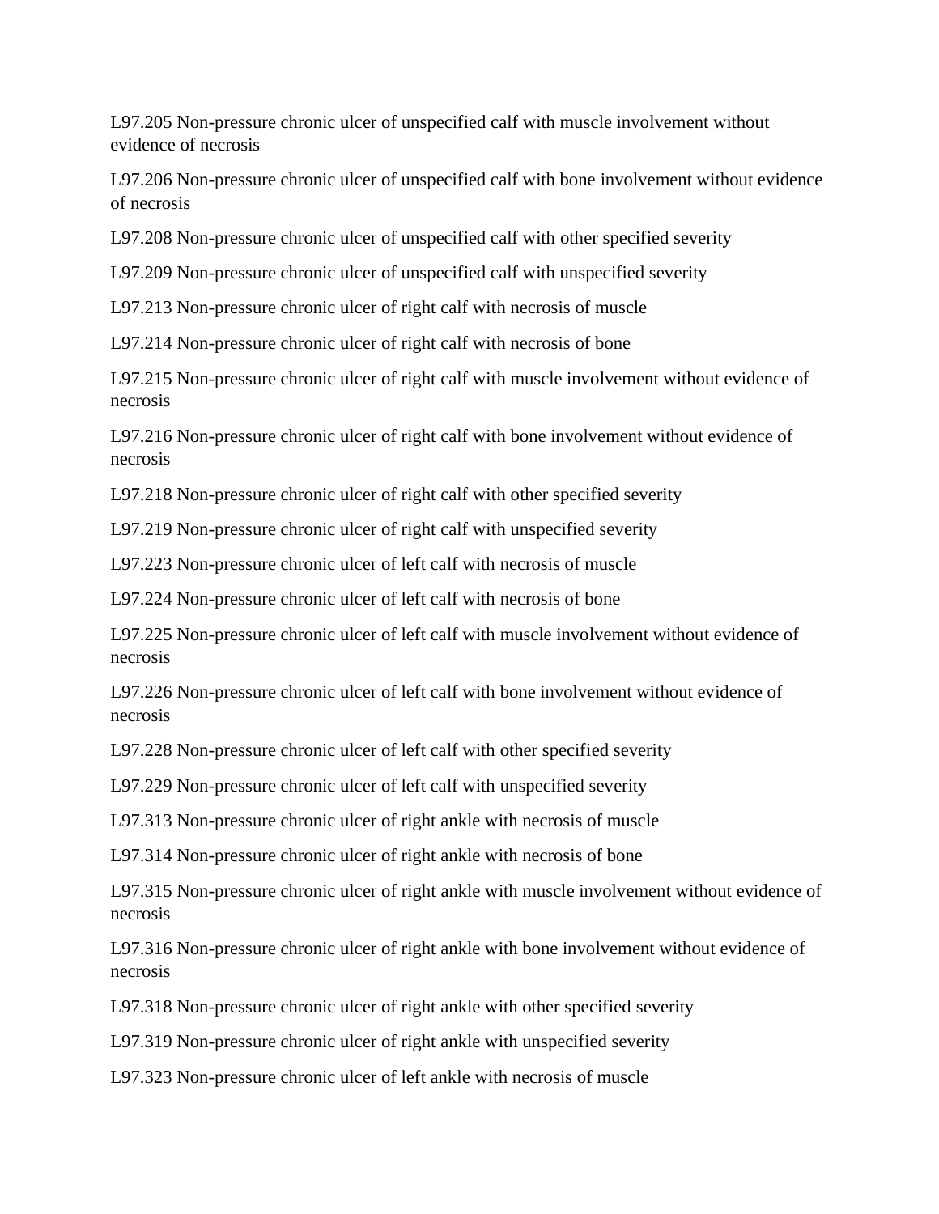L97.205 Non-pressure chronic ulcer of unspecified calf with muscle involvement without evidence of necrosis

L97.206 Non-pressure chronic ulcer of unspecified calf with bone involvement without evidence of necrosis

L97.208 Non-pressure chronic ulcer of unspecified calf with other specified severity

L97.209 Non-pressure chronic ulcer of unspecified calf with unspecified severity

L97.213 Non-pressure chronic ulcer of right calf with necrosis of muscle

L97.214 Non-pressure chronic ulcer of right calf with necrosis of bone

L97.215 Non-pressure chronic ulcer of right calf with muscle involvement without evidence of necrosis

L97.216 Non-pressure chronic ulcer of right calf with bone involvement without evidence of necrosis

L97.218 Non-pressure chronic ulcer of right calf with other specified severity

L97.219 Non-pressure chronic ulcer of right calf with unspecified severity

L97.223 Non-pressure chronic ulcer of left calf with necrosis of muscle

L97.224 Non-pressure chronic ulcer of left calf with necrosis of bone

L97.225 Non-pressure chronic ulcer of left calf with muscle involvement without evidence of necrosis

L97.226 Non-pressure chronic ulcer of left calf with bone involvement without evidence of necrosis

L97.228 Non-pressure chronic ulcer of left calf with other specified severity

L97.229 Non-pressure chronic ulcer of left calf with unspecified severity

L97.313 Non-pressure chronic ulcer of right ankle with necrosis of muscle

L97.314 Non-pressure chronic ulcer of right ankle with necrosis of bone

L97.315 Non-pressure chronic ulcer of right ankle with muscle involvement without evidence of necrosis

L97.316 Non-pressure chronic ulcer of right ankle with bone involvement without evidence of necrosis

L97.318 Non-pressure chronic ulcer of right ankle with other specified severity

L97.319 Non-pressure chronic ulcer of right ankle with unspecified severity

L97.323 Non-pressure chronic ulcer of left ankle with necrosis of muscle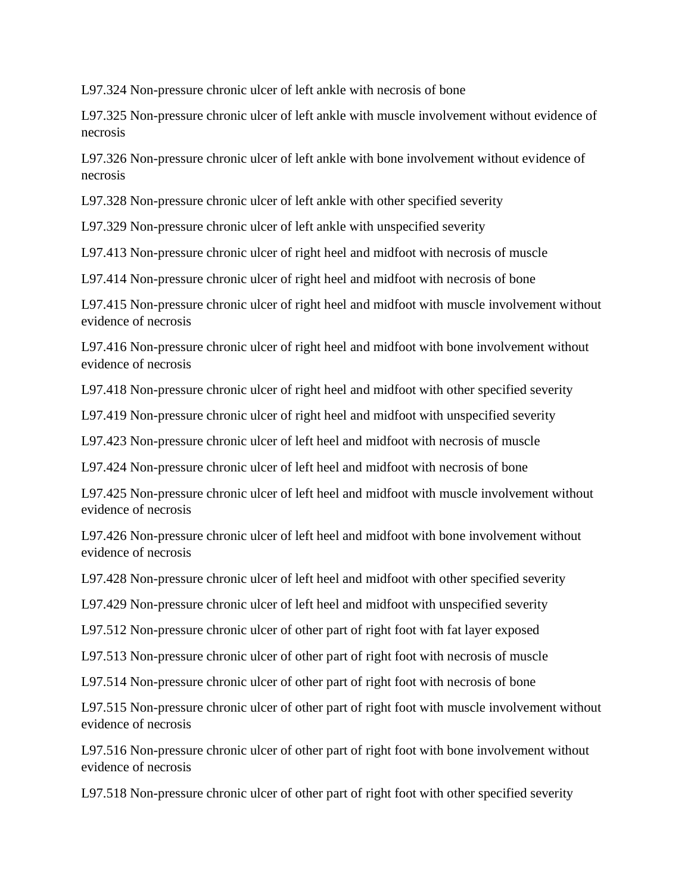L97.324 Non-pressure chronic ulcer of left ankle with necrosis of bone

L97.325 Non-pressure chronic ulcer of left ankle with muscle involvement without evidence of necrosis

L97.326 Non-pressure chronic ulcer of left ankle with bone involvement without evidence of necrosis

L97.328 Non-pressure chronic ulcer of left ankle with other specified severity

L97.329 Non-pressure chronic ulcer of left ankle with unspecified severity

L97.413 Non-pressure chronic ulcer of right heel and midfoot with necrosis of muscle

L97.414 Non-pressure chronic ulcer of right heel and midfoot with necrosis of bone

L97.415 Non-pressure chronic ulcer of right heel and midfoot with muscle involvement without evidence of necrosis

L97.416 Non-pressure chronic ulcer of right heel and midfoot with bone involvement without evidence of necrosis

L97.418 Non-pressure chronic ulcer of right heel and midfoot with other specified severity

L97.419 Non-pressure chronic ulcer of right heel and midfoot with unspecified severity

L97.423 Non-pressure chronic ulcer of left heel and midfoot with necrosis of muscle

L97.424 Non-pressure chronic ulcer of left heel and midfoot with necrosis of bone

L97.425 Non-pressure chronic ulcer of left heel and midfoot with muscle involvement without evidence of necrosis

L97.426 Non-pressure chronic ulcer of left heel and midfoot with bone involvement without evidence of necrosis

L97.428 Non-pressure chronic ulcer of left heel and midfoot with other specified severity

L97.429 Non-pressure chronic ulcer of left heel and midfoot with unspecified severity

L97.512 Non-pressure chronic ulcer of other part of right foot with fat layer exposed

L97.513 Non-pressure chronic ulcer of other part of right foot with necrosis of muscle

L97.514 Non-pressure chronic ulcer of other part of right foot with necrosis of bone

L97.515 Non-pressure chronic ulcer of other part of right foot with muscle involvement without evidence of necrosis

L97.516 Non-pressure chronic ulcer of other part of right foot with bone involvement without evidence of necrosis

L97.518 Non-pressure chronic ulcer of other part of right foot with other specified severity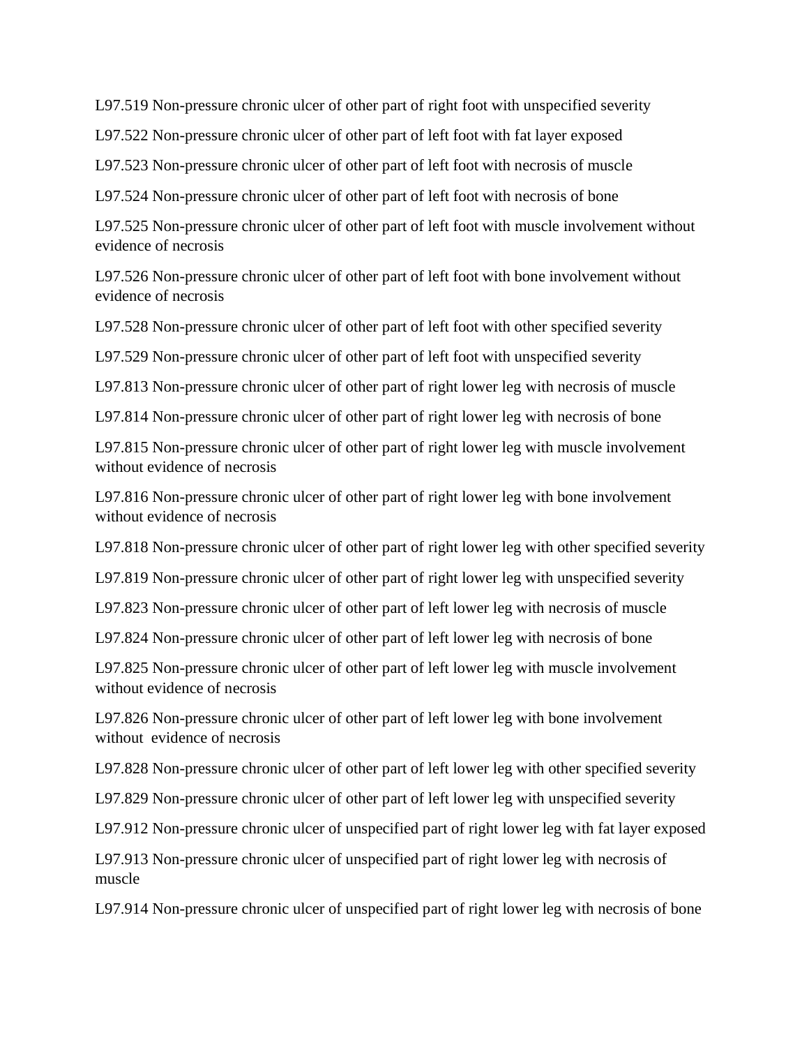L97.519 Non-pressure chronic ulcer of other part of right foot with unspecified severity

L97.522 Non-pressure chronic ulcer of other part of left foot with fat layer exposed

L97.523 Non-pressure chronic ulcer of other part of left foot with necrosis of muscle

L97.524 Non-pressure chronic ulcer of other part of left foot with necrosis of bone

L97.525 Non-pressure chronic ulcer of other part of left foot with muscle involvement without evidence of necrosis

L97.526 Non-pressure chronic ulcer of other part of left foot with bone involvement without evidence of necrosis

L97.528 Non-pressure chronic ulcer of other part of left foot with other specified severity

L97.529 Non-pressure chronic ulcer of other part of left foot with unspecified severity

L97.813 Non-pressure chronic ulcer of other part of right lower leg with necrosis of muscle

L97.814 Non-pressure chronic ulcer of other part of right lower leg with necrosis of bone

L97.815 Non-pressure chronic ulcer of other part of right lower leg with muscle involvement without evidence of necrosis

L97.816 Non-pressure chronic ulcer of other part of right lower leg with bone involvement without evidence of necrosis

L97.818 Non-pressure chronic ulcer of other part of right lower leg with other specified severity

L97.819 Non-pressure chronic ulcer of other part of right lower leg with unspecified severity

L97.823 Non-pressure chronic ulcer of other part of left lower leg with necrosis of muscle

L97.824 Non-pressure chronic ulcer of other part of left lower leg with necrosis of bone

L97.825 Non-pressure chronic ulcer of other part of left lower leg with muscle involvement without evidence of necrosis

L97.826 Non-pressure chronic ulcer of other part of left lower leg with bone involvement without evidence of necrosis

L97.828 Non-pressure chronic ulcer of other part of left lower leg with other specified severity

L97.829 Non-pressure chronic ulcer of other part of left lower leg with unspecified severity

L97.912 Non-pressure chronic ulcer of unspecified part of right lower leg with fat layer exposed

L97.913 Non-pressure chronic ulcer of unspecified part of right lower leg with necrosis of muscle

L97.914 Non-pressure chronic ulcer of unspecified part of right lower leg with necrosis of bone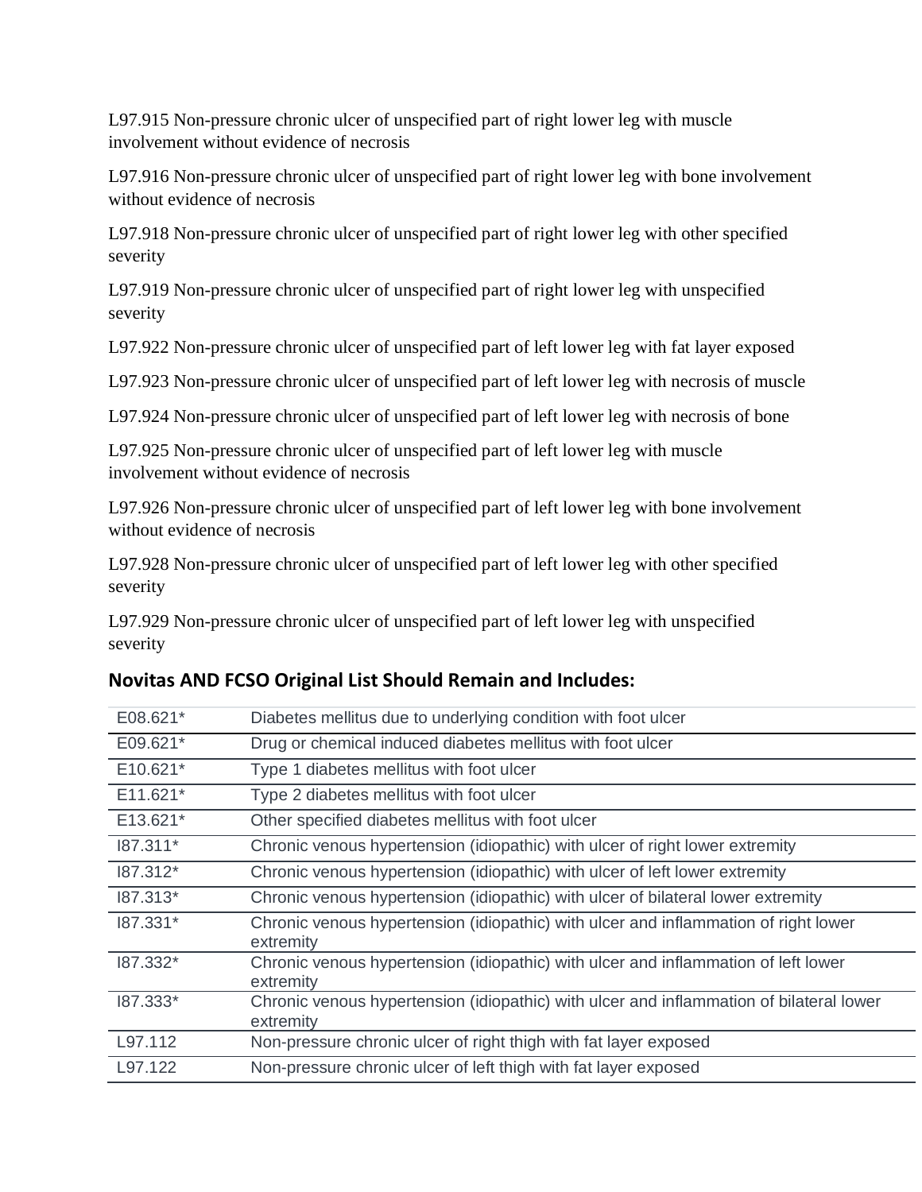L97.915 Non-pressure chronic ulcer of unspecified part of right lower leg with muscle involvement without evidence of necrosis

L97.916 Non-pressure chronic ulcer of unspecified part of right lower leg with bone involvement without evidence of necrosis

L97.918 Non-pressure chronic ulcer of unspecified part of right lower leg with other specified severity

L97.919 Non-pressure chronic ulcer of unspecified part of right lower leg with unspecified severity

L97.922 Non-pressure chronic ulcer of unspecified part of left lower leg with fat layer exposed

L97.923 Non-pressure chronic ulcer of unspecified part of left lower leg with necrosis of muscle

L97.924 Non-pressure chronic ulcer of unspecified part of left lower leg with necrosis of bone

L97.925 Non-pressure chronic ulcer of unspecified part of left lower leg with muscle involvement without evidence of necrosis

L97.926 Non-pressure chronic ulcer of unspecified part of left lower leg with bone involvement without evidence of necrosis

L97.928 Non-pressure chronic ulcer of unspecified part of left lower leg with other specified severity

L97.929 Non-pressure chronic ulcer of unspecified part of left lower leg with unspecified severity

## Novitas AND FCSO Original List Should Remain and Includes:

| | |
|---|---|
| E08.621* | Diabetes mellitus due to underlying condition with foot ulcer |
| E09.621* | Drug or chemical induced diabetes mellitus with foot ulcer |
| E10.621* | Type 1 diabetes mellitus with foot ulcer |
| E11.621* | Type 2 diabetes mellitus with foot ulcer |
| E13.621* | Other specified diabetes mellitus with foot ulcer |
| I87.311* | Chronic venous hypertension (idiopathic) with ulcer of right lower extremity |
| I87.312* | Chronic venous hypertension (idiopathic) with ulcer of left lower extremity |
| I87.313* | Chronic venous hypertension (idiopathic) with ulcer of bilateral lower extremity |
| I87.331* | Chronic venous hypertension (idiopathic) with ulcer and inflammation of right lower extremity |
| I87.332* | Chronic venous hypertension (idiopathic) with ulcer and inflammation of left lower extremity |
| I87.333* | Chronic venous hypertension (idiopathic) with ulcer and inflammation of bilateral lower extremity |
| L97.112 | Non-pressure chronic ulcer of right thigh with fat layer exposed |
| L97.122 | Non-pressure chronic ulcer of left thigh with fat layer exposed |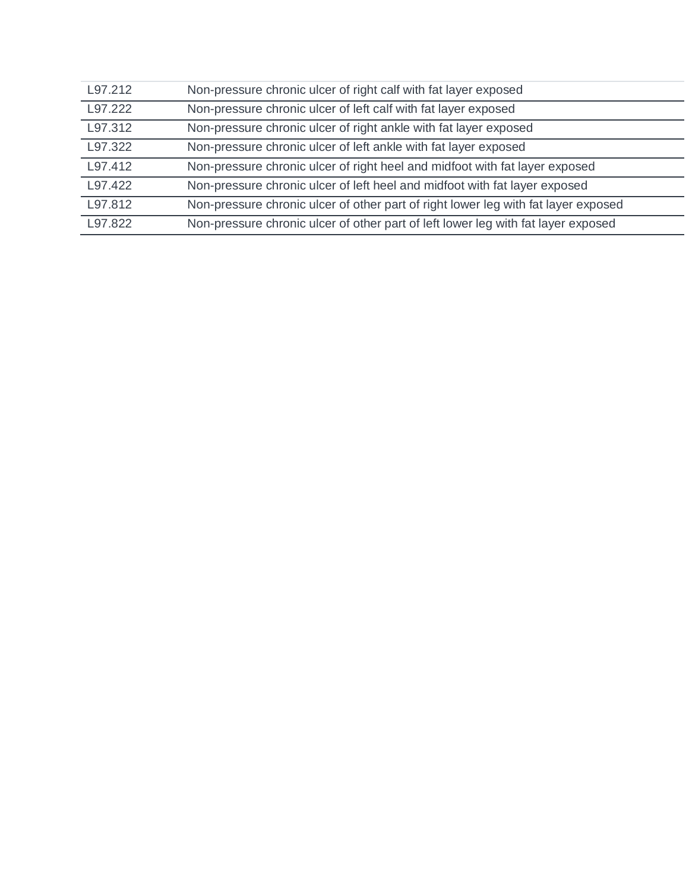| | |
|---|---|
| L97.212 | Non-pressure chronic ulcer of right calf with fat layer exposed |
| L97.222 | Non-pressure chronic ulcer of left calf with fat layer exposed |
| L97.312 | Non-pressure chronic ulcer of right ankle with fat layer exposed |
| L97.322 | Non-pressure chronic ulcer of left ankle with fat layer exposed |
| L97.412 | Non-pressure chronic ulcer of right heel and midfoot with fat layer exposed |
| L97.422 | Non-pressure chronic ulcer of left heel and midfoot with fat layer exposed |
| L97.812 | Non-pressure chronic ulcer of other part of right lower leg with fat layer exposed |
| L97.822 | Non-pressure chronic ulcer of other part of left lower leg with fat layer exposed |